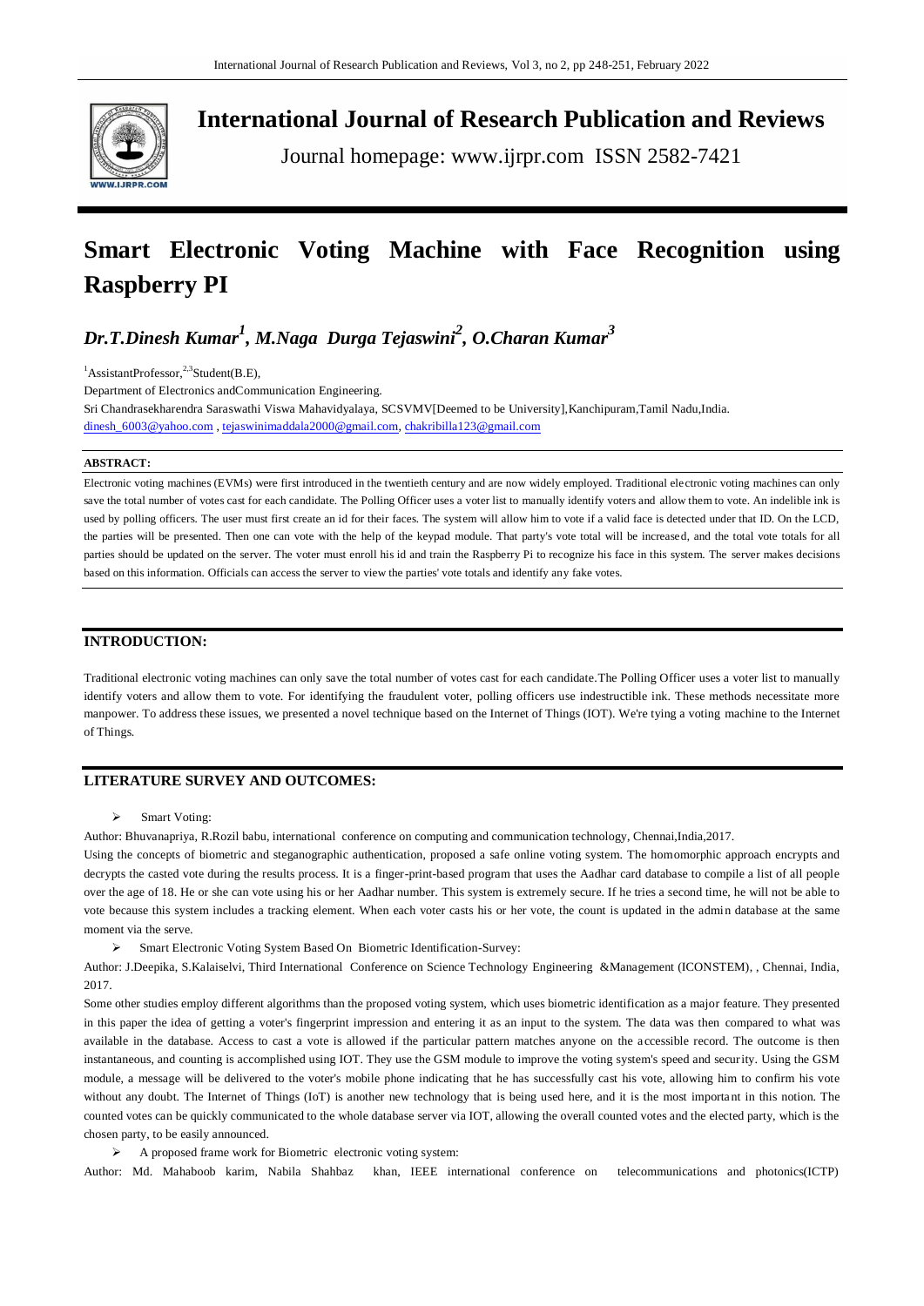# International Journal of Research Publication and Reviews

Journal homepage: www.ijrpr.com ISSN 2582-7421

# Smart Electronic Voting Machine with Face Recognition using Raspberry PI

***Dr.T.Dinesh Kumar[1], M.Naga Durga Tejaswini[2], O.Charan Kumar[3]***

[1]AssistantProfessor,[2,3]Student(B.E),

Department of Electronics andCommunication Engineering.

Sri Chandrasekharendra Saraswathi Viswa Mahavidyalaya, SCSVMV[Deemed to be University],Kanchipuram,Tamil Nadu,India.

dinesh_6003@yahoo.com , tejaswinimaddala2000@gmail.com, chakribilla123@gmail.com

**ABSTRACT:**

Electronic voting machines (EVMs) were first introduced in the twentieth century and are now widely employed. Traditional electronic voting machines can only save the total number of votes cast for each candidate. The Polling Officer uses a voter list to manually identify voters and allow them to vote. An indelible ink is used by polling officers. The user must first create an id for their faces. The system will allow him to vote if a valid face is detected under that ID. On the LCD, the parties will be presented. Then one can vote with the help of the keypad module. That party's vote total will be increased, and the total vote totals for all parties should be updated on the server. The voter must enroll his id and train the Raspberry Pi to recognize his face in this system. The server makes decisions based on this information. Officials can access the server to view the parties' vote totals and identify any fake votes.

## INTRODUCTION:

Traditional electronic voting machines can only save the total number of votes cast for each candidate.The Polling Officer uses a voter list to manually identify voters and allow them to vote. For identifying the fraudulent voter, polling officers use indestructible ink. These methods necessitate more manpower. To address these issues, we presented a novel technique based on the Internet of Things (IOT). We're tying a voting machine to the Internet of Things.

## LITERATURE SURVEY AND OUTCOMES:

- Smart Voting:

Author: Bhuvanapriya, R.Rozil babu, international conference on computing and communication technology, Chennai,India,2017.

Using the concepts of biometric and steganographic authentication, proposed a safe online voting system. The homomorphic approach encrypts and decrypts the casted vote during the results process. It is a finger-print-based program that uses the Aadhar card database to compile a list of all people over the age of 18. He or she can vote using his or her Aadhar number. This system is extremely secure. If he tries a second time, he will not be able to vote because this system includes a tracking element. When each voter casts his or her vote, the count is updated in the admin database at the same moment via the serve.

- Smart Electronic Voting System Based On Biometric Identification-Survey:

Author: J.Deepika, S.Kalaiselvi, Third International Conference on Science Technology Engineering &Management (ICONSTEM), , Chennai, India, 2017.

Some other studies employ different algorithms than the proposed voting system, which uses biometric identification as a major feature. They presented in this paper the idea of getting a voter's fingerprint impression and entering it as an input to the system. The data was then compared to what was available in the database. Access to cast a vote is allowed if the particular pattern matches anyone on the accessible record. The outcome is then instantaneous, and counting is accomplished using IOT. They use the GSM module to improve the voting system's speed and security. Using the GSM module, a message will be delivered to the voter's mobile phone indicating that he has successfully cast his vote, allowing him to confirm his vote without any doubt. The Internet of Things (IoT) is another new technology that is being used here, and it is the most important in this notion. The counted votes can be quickly communicated to the whole database server via IOT, allowing the overall counted votes and the elected party, which is the chosen party, to be easily announced.

- A proposed frame work for Biometric electronic voting system:

Author: Md. Mahaboob karim, Nabila Shahbaz khan, IEEE international conference on telecommunications and photonics(ICTP)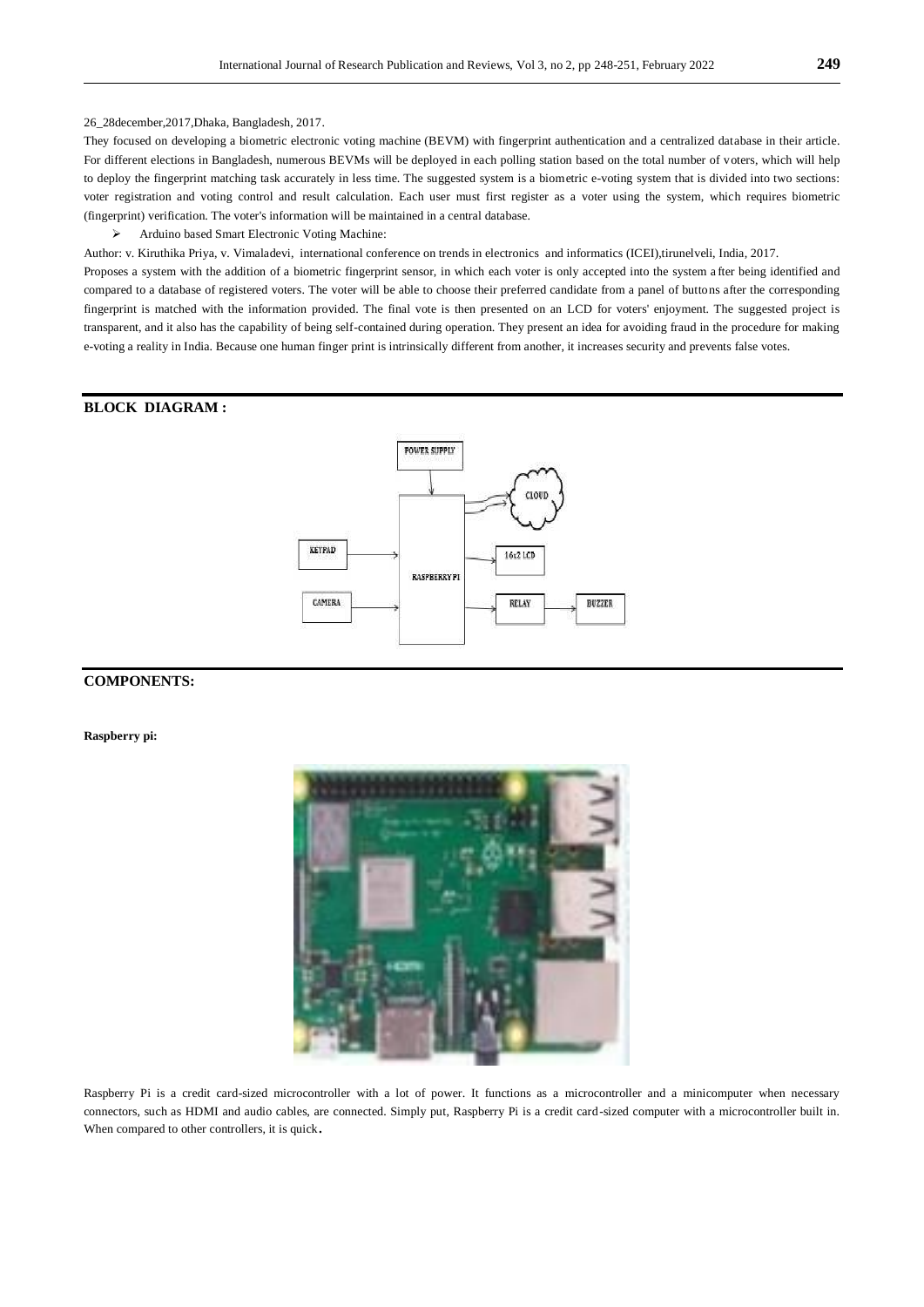26_28december,2017,Dhaka, Bangladesh, 2017.

They focused on developing a biometric electronic voting machine (BEVM) with fingerprint authentication and a centralized database in their article. For different elections in Bangladesh, numerous BEVMs will be deployed in each polling station based on the total number of voters, which will help to deploy the fingerprint matching task accurately in less time. The suggested system is a biometric e-voting system that is divided into two sections: voter registration and voting control and result calculation. Each user must first register as a voter using the system, which requires biometric (fingerprint) verification. The voter's information will be maintained in a central database.

- Arduino based Smart Electronic Voting Machine:

Author: v. Kiruthika Priya, v. Vimaladevi, international conference on trends in electronics and informatics (ICEI),tirunelveli, India, 2017.

Proposes a system with the addition of a biometric fingerprint sensor, in which each voter is only accepted into the system after being identified and compared to a database of registered voters. The voter will be able to choose their preferred candidate from a panel of buttons after the corresponding fingerprint is matched with the information provided. The final vote is then presented on an LCD for voters' enjoyment. The suggested project is transparent, and it also has the capability of being self-contained during operation. They present an idea for avoiding fraud in the procedure for making e-voting a reality in India. Because one human finger print is intrinsically different from another, it increases security and prevents false votes.

## BLOCK DIAGRAM :

POWER SUPPLY

CLOUD

KEYPAD

RASPBERRY PI

16x2 LCD

CAMERA

RELAY

BUZZER

## COMPONENTS:

**Raspberry pi:**

Raspberry Pi is a credit card-sized microcontroller with a lot of power. It functions as a microcontroller and a minicomputer when necessary connectors, such as HDMI and audio cables, are connected. Simply put, Raspberry Pi is a credit card-sized computer with a microcontroller built in. When compared to other controllers, it is quick.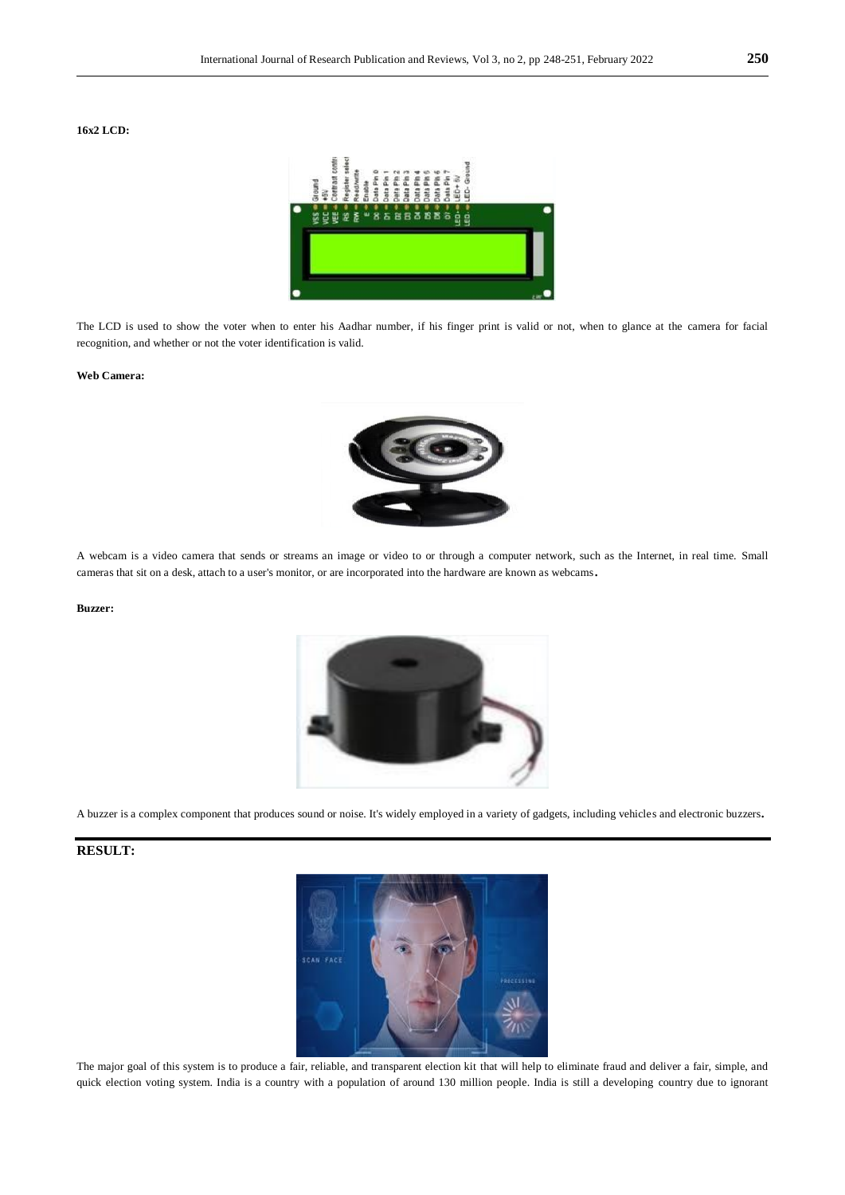**16x2 LCD:**

The LCD is used to show the voter when to enter his Aadhar number, if his finger print is valid or not, when to glance at the camera for facial recognition, and whether or not the voter identification is valid.

**Web Camera:**

A webcam is a video camera that sends or streams an image or video to or through a computer network, such as the Internet, in real time. Small cameras that sit on a desk, attach to a user's monitor, or are incorporated into the hardware are known as webcams.

**Buzzer:**

A buzzer is a complex component that produces sound or noise. It's widely employed in a variety of gadgets, including vehicles and electronic buzzers.

## RESULT:

The major goal of this system is to produce a fair, reliable, and transparent election kit that will help to eliminate fraud and deliver a fair, simple, and quick election voting system. India is a country with a population of around 130 million people. India is still a developing country due to ignorant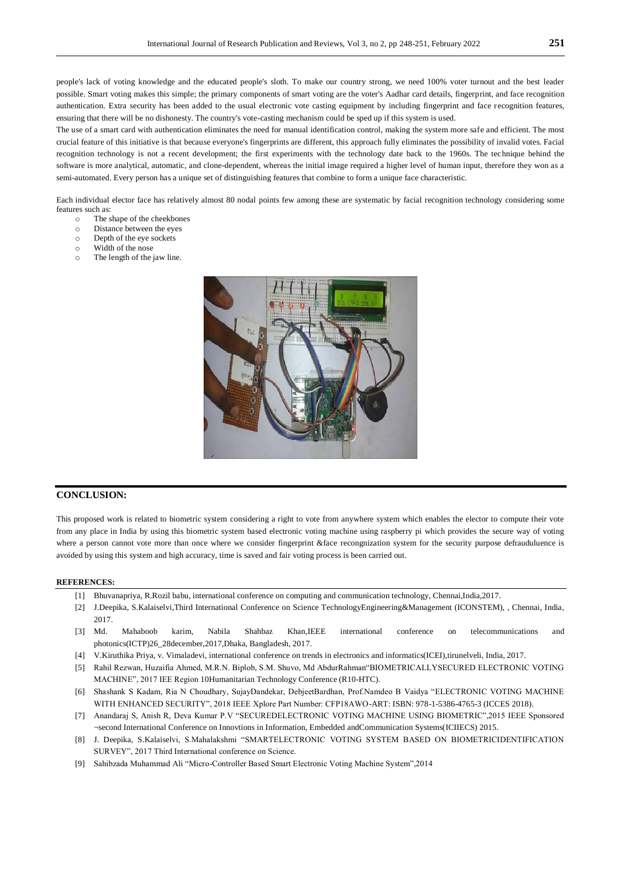people's lack of voting knowledge and the educated people's sloth. To make our country strong, we need 100% voter turnout and the best leader possible. Smart voting makes this simple; the primary components of smart voting are the voter's Aadhar card details, fingerprint, and face recognition authentication. Extra security has been added to the usual electronic vote casting equipment by including fingerprint and face recognition features, ensuring that there will be no dishonesty. The country's vote-casting mechanism could be sped up if this system is used.

The use of a smart card with authentication eliminates the need for manual identification control, making the system more safe and efficient. The most crucial feature of this initiative is that because everyone's fingerprints are different, this approach fully eliminates the possibility of invalid votes. Facial recognition technology is not a recent development; the first experiments with the technology date back to the 1960s. The technique behind the software is more analytical, automatic, and clone-dependent, whereas the initial image required a higher level of human input, therefore they won as a semi-automated. Every person has a unique set of distinguishing features that combine to form a unique face characteristic.

Each individual elector face has relatively almost 80 nodal points few among these are systematic by facial recognition technology considering some features such as:

- The shape of the cheekbones
- Distance between the eyes
- Depth of the eye sockets
- Width of the nose
- The length of the jaw line.

## CONCLUSION:

This proposed work is related to biometric system considering a right to vote from anywhere system which enables the elector to compute their vote from any place in India by using this biometric system based electronic voting machine using raspberry pi which provides the secure way of voting where a person cannot vote more than once where we consider fingerprint &face recongnization system for the security purpose defrauduluence is avoided by using this system and high accuracy, time is saved and fair voting process is been carried out.

### REFERENCES:

[1] Bhuvanapriya, R.Rozil babu, international conference on computing and communication technology, Chennai,India,2017.

[2] J.Deepika, S.Kalaiselvi,Third International Conference on Science TechnologyEngineering&Management (ICONSTEM), , Chennai, India, 2017.

[3] Md. Mahaboob karim, Nabila Shahbaz Khan,IEEE international conference on telecommunications and photonics(ICTP)26_28december,2017,Dhaka, Bangladesh, 2017.

[4] V.Kiruthika Priya, v. Vimaladevi, international conference on trends in electronics and informatics(ICEI),tirunelveli, India, 2017.

[5] Rahil Rezwan, Huzaifia Ahmed, M.R.N. Biplob, S.M. Shuvo, Md AbdurRahman"BIOMETRICALLYSECURED ELECTRONIC VOTING MACHINE", 2017 IEE Region 10Humanitarian Technology Conference (R10-HTC).

[6] Shashank S Kadam, Ria N Choudhary, SujayDandekar, DebjeetBardhan, Prof.Namdeo B Vaidya "ELECTRONIC VOTING MACHINE WITH ENHANCED SECURITY", 2018 IEEE Xplore Part Number: CFP18AWO-ART: ISBN: 978-1-5386-4765-3 (ICCES 2018).

[7] Anandaraj S, Anish R, Deva Kumar P.V "SECUREDELECTRONIC VOTING MACHINE USING BIOMETRIC",2015 IEEE Sponsored ¬second International Conference on Innovtions in Information, Embedded andCommunication Systems(ICIIECS) 2015.

[8] J. Deepika, S.Kalaiselvi, S.Mahalakshmi "SMARTELECTRONIC VOTING SYSTEM BASED ON BIOMETRICIDENTIFICATION SURVEY", 2017 Third International conference on Science.

[9] Sahibzada Muhammad Ali "Micro-Controller Based Smart Electronic Voting Machine System",2014